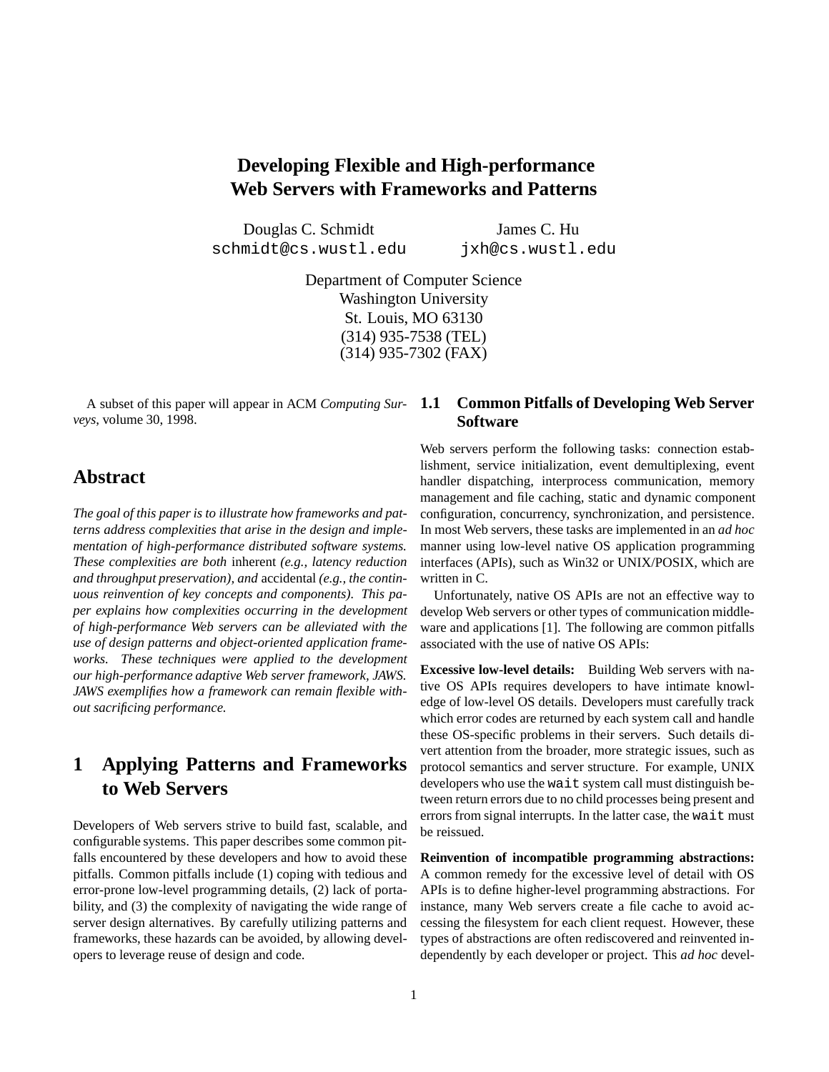# Developing Flexible and High-performance Web Servers with Frameworks and Patterns

Douglas C. Schmidt
schmidt@cs.wustl.edu

James C. Hu
jxh@cs.wustl.edu

Department of Computer Science
Washington University
St. Louis, MO 63130
(314) 935-7538 (TEL)
(314) 935-7302 (FAX)

A subset of this paper will appear in ACM *Computing Surveys*, volume 30, 1998.

## Abstract

*The goal of this paper is to illustrate how frameworks and patterns address complexities that arise in the design and implementation of high-performance distributed software systems. These complexities are both* inherent *(e.g., latency reduction and throughput preservation), and* accidental *(e.g., the continuous reinvention of key concepts and components). This paper explains how complexities occurring in the development of high-performance Web servers can be alleviated with the use of design patterns and object-oriented application frameworks. These techniques were applied to the development our high-performance adaptive Web server framework, JAWS. JAWS exemplifies how a framework can remain flexible without sacrificing performance.*

## 1 Applying Patterns and Frameworks to Web Servers

Developers of Web servers strive to build fast, scalable, and configurable systems. This paper describes some common pitfalls encountered by these developers and how to avoid these pitfalls. Common pitfalls include (1) coping with tedious and error-prone low-level programming details, (2) lack of portability, and (3) the complexity of navigating the wide range of server design alternatives. By carefully utilizing patterns and frameworks, these hazards can be avoided, by allowing developers to leverage reuse of design and code.

### 1.1 Common Pitfalls of Developing Web Server Software

Web servers perform the following tasks: connection establishment, service initialization, event demultiplexing, event handler dispatching, interprocess communication, memory management and file caching, static and dynamic component configuration, concurrency, synchronization, and persistence. In most Web servers, these tasks are implemented in an *ad hoc* manner using low-level native OS application programming interfaces (APIs), such as Win32 or UNIX/POSIX, which are written in C.

Unfortunately, native OS APIs are not an effective way to develop Web servers or other types of communication middleware and applications [1]. The following are common pitfalls associated with the use of native OS APIs:

**Excessive low-level details:** Building Web servers with native OS APIs requires developers to have intimate knowledge of low-level OS details. Developers must carefully track which error codes are returned by each system call and handle these OS-specific problems in their servers. Such details divert attention from the broader, more strategic issues, such as protocol semantics and server structure. For example, UNIX developers who use the `wait` system call must distinguish between return errors due to no child processes being present and errors from signal interrupts. In the latter case, the `wait` must be reissued.

**Reinvention of incompatible programming abstractions:** A common remedy for the excessive level of detail with OS APIs is to define higher-level programming abstractions. For instance, many Web servers create a file cache to avoid accessing the filesystem for each client request. However, these types of abstractions are often rediscovered and reinvented independently by each developer or project. This *ad hoc* devel-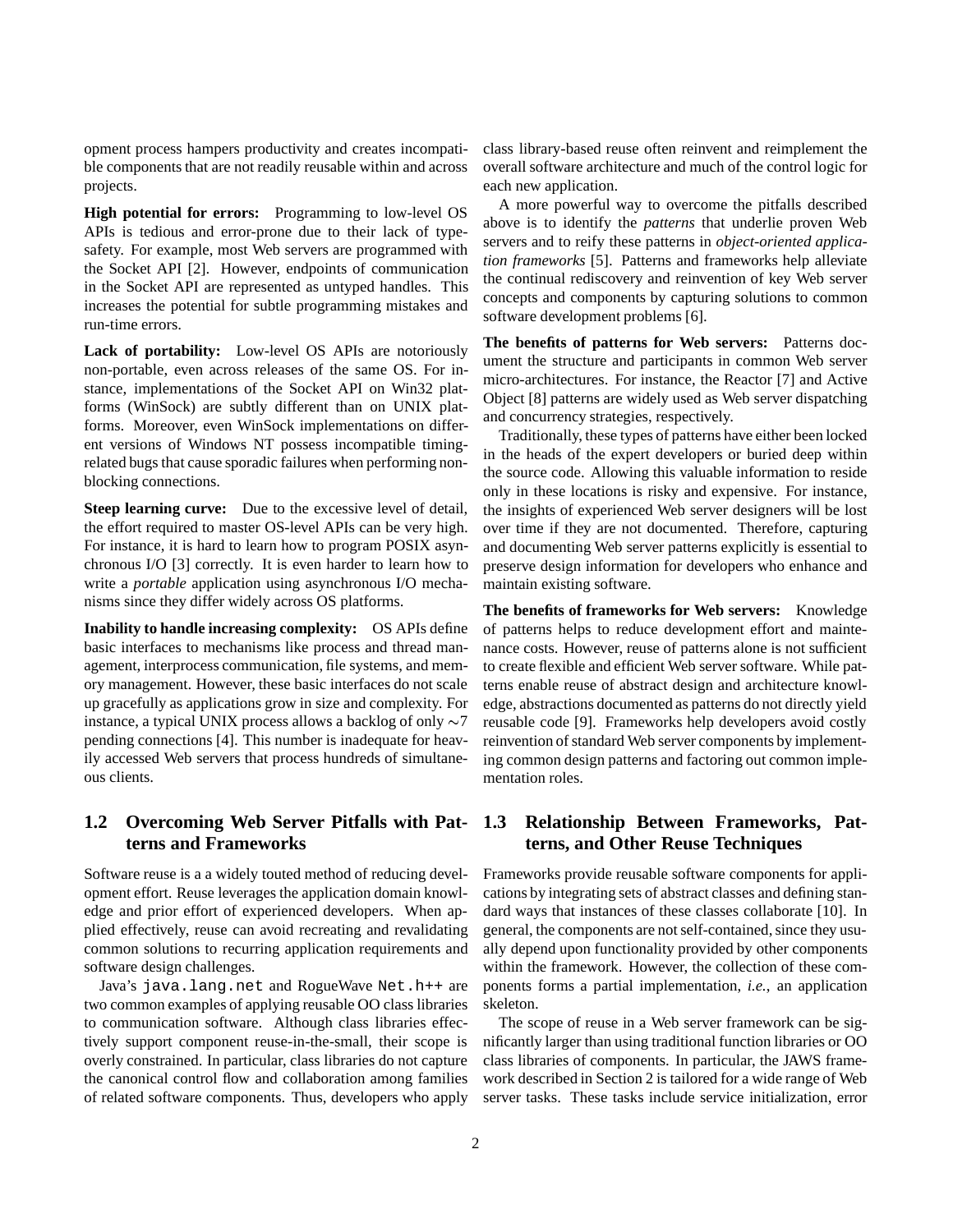opment process hampers productivity and creates incompatible components that are not readily reusable within and across projects.

**High potential for errors:** Programming to low-level OS APIs is tedious and error-prone due to their lack of type-safety. For example, most Web servers are programmed with the Socket API [2]. However, endpoints of communication in the Socket API are represented as untyped handles. This increases the potential for subtle programming mistakes and run-time errors.

**Lack of portability:** Low-level OS APIs are notoriously non-portable, even across releases of the same OS. For instance, implementations of the Socket API on Win32 platforms (WinSock) are subtly different than on UNIX platforms. Moreover, even WinSock implementations on different versions of Windows NT possess incompatible timing-related bugs that cause sporadic failures when performing non-blocking connections.

**Steep learning curve:** Due to the excessive level of detail, the effort required to master OS-level APIs can be very high. For instance, it is hard to learn how to program POSIX asynchronous I/O [3] correctly. It is even harder to learn how to write a *portable* application using asynchronous I/O mechanisms since they differ widely across OS platforms.

**Inability to handle increasing complexity:** OS APIs define basic interfaces to mechanisms like process and thread management, interprocess communication, file systems, and memory management. However, these basic interfaces do not scale up gracefully as applications grow in size and complexity. For instance, a typical UNIX process allows a backlog of only $\sim 7$ pending connections [4]. This number is inadequate for heavily accessed Web servers that process hundreds of simultaneous clients.

## 1.2 Overcoming Web Server Pitfalls with Patterns and Frameworks

Software reuse is a a widely touted method of reducing development effort. Reuse leverages the application domain knowledge and prior effort of experienced developers. When applied effectively, reuse can avoid recreating and revalidating common solutions to recurring application requirements and software design challenges.

Java's `java.lang.net` and RogueWave `Net.h++` are two common examples of applying reusable OO class libraries to communication software. Although class libraries effectively support component reuse-in-the-small, their scope is overly constrained. In particular, class libraries do not capture the canonical control flow and collaboration among families of related software components. Thus, developers who apply class library-based reuse often reinvent and reimplement the overall software architecture and much of the control logic for each new application.

A more powerful way to overcome the pitfalls described above is to identify the *patterns* that underlie proven Web servers and to reify these patterns in *object-oriented application frameworks* [5]. Patterns and frameworks help alleviate the continual rediscovery and reinvention of key Web server concepts and components by capturing solutions to common software development problems [6].

**The benefits of patterns for Web servers:** Patterns document the structure and participants in common Web server micro-architectures. For instance, the Reactor [7] and Active Object [8] patterns are widely used as Web server dispatching and concurrency strategies, respectively.

Traditionally, these types of patterns have either been locked in the heads of the expert developers or buried deep within the source code. Allowing this valuable information to reside only in these locations is risky and expensive. For instance, the insights of experienced Web server designers will be lost over time if they are not documented. Therefore, capturing and documenting Web server patterns explicitly is essential to preserve design information for developers who enhance and maintain existing software.

**The benefits of frameworks for Web servers:** Knowledge of patterns helps to reduce development effort and maintenance costs. However, reuse of patterns alone is not sufficient to create flexible and efficient Web server software. While patterns enable reuse of abstract design and architecture knowledge, abstractions documented as patterns do not directly yield reusable code [9]. Frameworks help developers avoid costly reinvention of standard Web server components by implementing common design patterns and factoring out common implementation roles.

## 1.3 Relationship Between Frameworks, Patterns, and Other Reuse Techniques

Frameworks provide reusable software components for applications by integrating sets of abstract classes and defining standard ways that instances of these classes collaborate [10]. In general, the components are not self-contained, since they usually depend upon functionality provided by other components within the framework. However, the collection of these components forms a partial implementation, *i.e.*, an application skeleton.

The scope of reuse in a Web server framework can be significantly larger than using traditional function libraries or OO class libraries of components. In particular, the JAWS framework described in Section 2 is tailored for a wide range of Web server tasks. These tasks include service initialization, error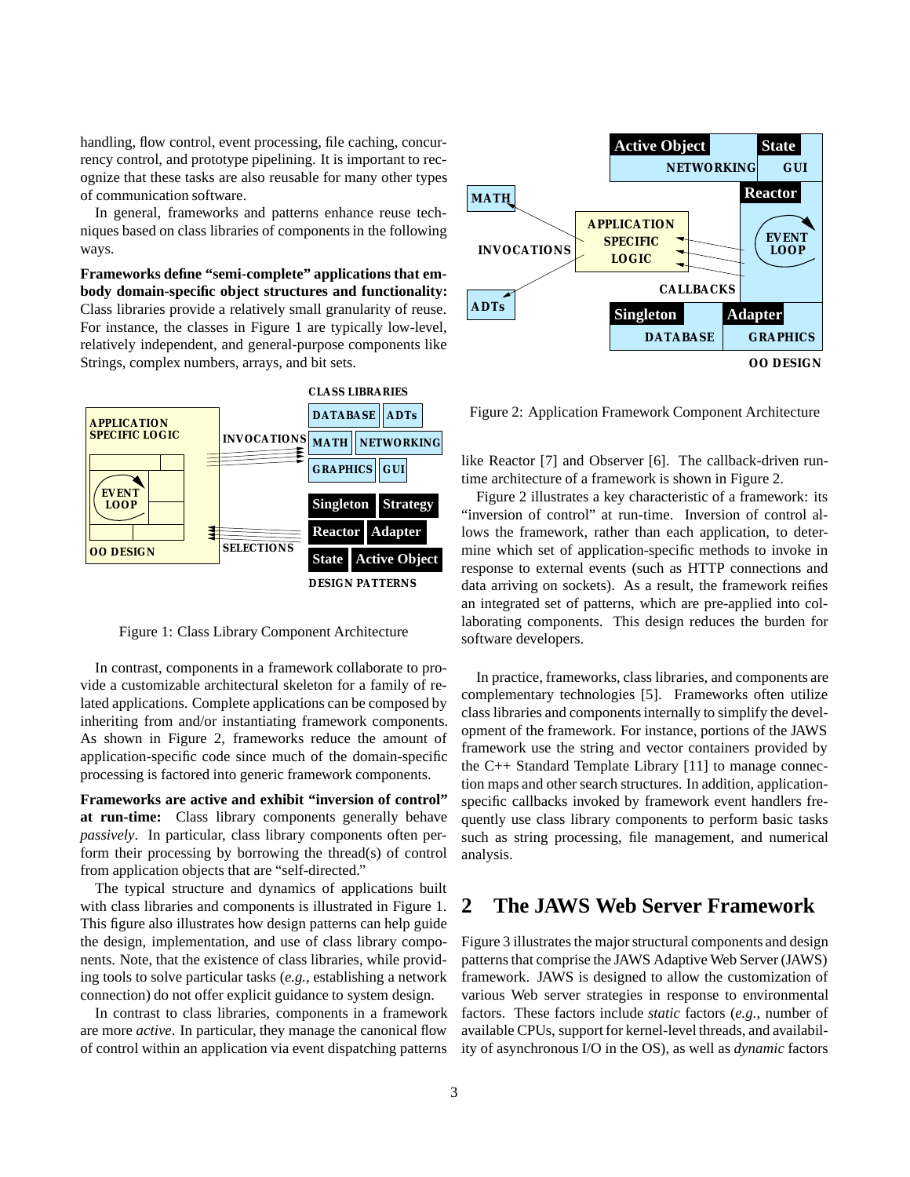handling, flow control, event processing, file caching, concurrency control, and prototype pipelining. It is important to recognize that these tasks are also reusable for many other types of communication software.

In general, frameworks and patterns enhance reuse techniques based on class libraries of components in the following ways.

**Frameworks define "semi-complete" applications that embody domain-specific object structures and functionality:** Class libraries provide a relatively small granularity of reuse. For instance, the classes in Figure 1 are typically low-level, relatively independent, and general-purpose components like Strings, complex numbers, arrays, and bit sets.

Figure 1: Class Library Component Architecture

In contrast, components in a framework collaborate to provide a customizable architectural skeleton for a family of related applications. Complete applications can be composed by inheriting from and/or instantiating framework components. As shown in Figure 2, frameworks reduce the amount of application-specific code since much of the domain-specific processing is factored into generic framework components.

**Frameworks are active and exhibit "inversion of control" at run-time:** Class library components generally behave *passively*. In particular, class library components often perform their processing by borrowing the thread(s) of control from application objects that are "self-directed."

The typical structure and dynamics of applications built with class libraries and components is illustrated in Figure 1. This figure also illustrates how design patterns can help guide the design, implementation, and use of class library components. Note, that the existence of class libraries, while providing tools to solve particular tasks (*e.g.*, establishing a network connection) do not offer explicit guidance to system design.

In contrast to class libraries, components in a framework are more *active*. In particular, they manage the canonical flow of control within an application via event dispatching patterns like Reactor [7] and Observer [6]. The callback-driven runtime architecture of a framework is shown in Figure 2.

Figure 2: Application Framework Component Architecture

Figure 2 illustrates a key characteristic of a framework: its "inversion of control" at run-time. Inversion of control allows the framework, rather than each application, to determine which set of application-specific methods to invoke in response to external events (such as HTTP connections and data arriving on sockets). As a result, the framework reifies an integrated set of patterns, which are pre-applied into collaborating components. This design reduces the burden for software developers.

In practice, frameworks, class libraries, and components are complementary technologies [5]. Frameworks often utilize class libraries and components internally to simplify the development of the framework. For instance, portions of the JAWS framework use the string and vector containers provided by the C++ Standard Template Library [11] to manage connection maps and other search structures. In addition, application-specific callbacks invoked by framework event handlers frequently use class library components to perform basic tasks such as string processing, file management, and numerical analysis.

## 2 The JAWS Web Server Framework

Figure 3 illustrates the major structural components and design patterns that comprise the JAWS Adaptive Web Server (JAWS) framework. JAWS is designed to allow the customization of various Web server strategies in response to environmental factors. These factors include *static* factors (*e.g.*, number of available CPUs, support for kernel-level threads, and availability of asynchronous I/O in the OS), as well as *dynamic* factors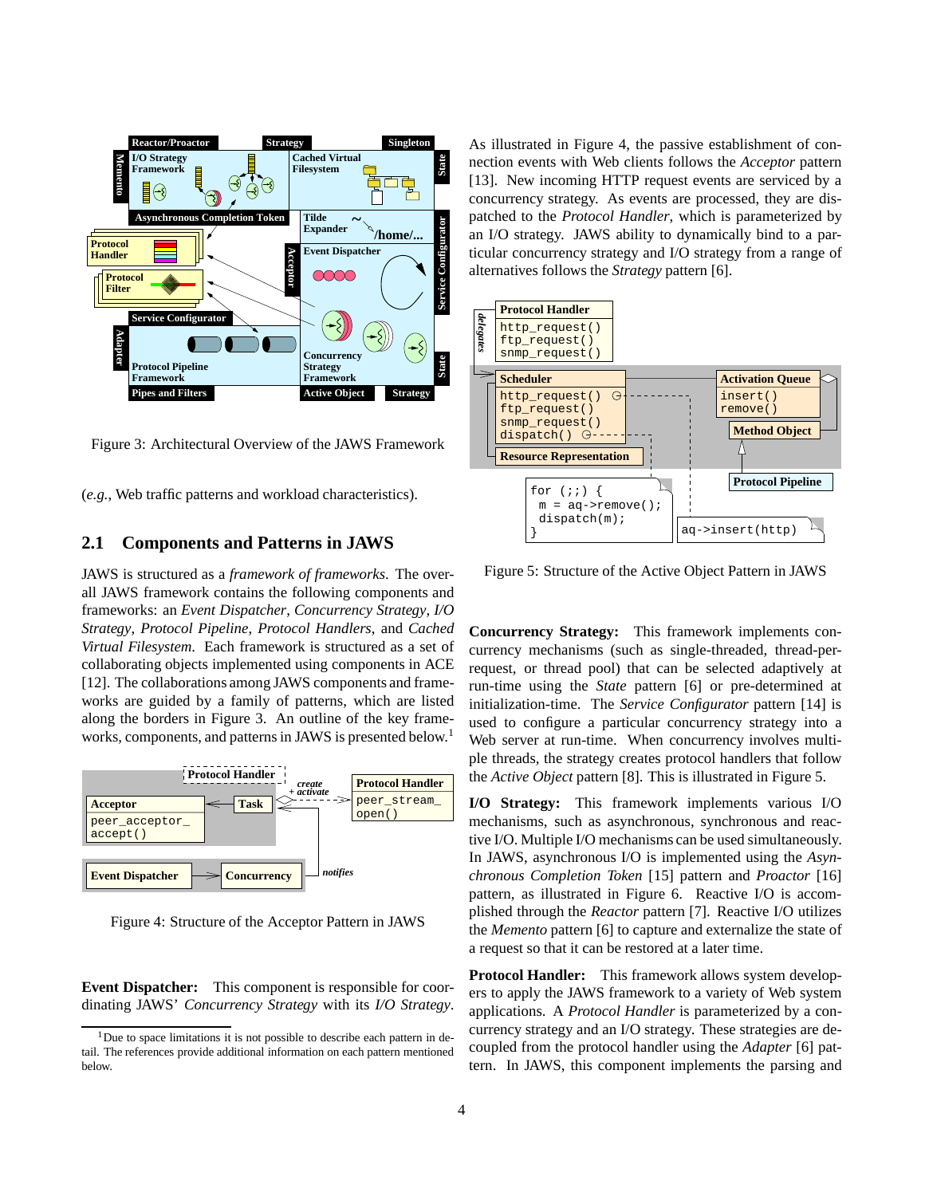Figure 3: Architectural Overview of the JAWS Framework

(*e.g.*, Web traffic patterns and workload characteristics).

## 2.1 Components and Patterns in JAWS

JAWS is structured as a *framework of frameworks*. The overall JAWS framework contains the following components and frameworks: an *Event Dispatcher*, *Concurrency Strategy*, *I/O Strategy*, *Protocol Pipeline*, *Protocol Handlers*, and *Cached Virtual Filesystem*. Each framework is structured as a set of collaborating objects implemented using components in ACE [12]. The collaborations among JAWS components and frameworks are guided by a family of patterns, which are listed along the borders in Figure 3. An outline of the key frameworks, components, and patterns in JAWS is presented below.[1]

Figure 4: Structure of the Acceptor Pattern in JAWS

**Event Dispatcher:** This component is responsible for coordinating JAWS' *Concurrency Strategy* with its *I/O Strategy*.

[1] Due to space limitations it is not possible to describe each pattern in detail. The references provide additional information on each pattern mentioned below.

As illustrated in Figure 4, the passive establishment of connection events with Web clients follows the *Acceptor* pattern [13]. New incoming HTTP request events are serviced by a concurrency strategy. As events are processed, they are dispatched to the *Protocol Handler*, which is parameterized by an I/O strategy. JAWS ability to dynamically bind to a particular concurrency strategy and I/O strategy from a range of alternatives follows the *Strategy* pattern [6].

Figure 5: Structure of the Active Object Pattern in JAWS

**Concurrency Strategy:** This framework implements concurrency mechanisms (such as single-threaded, thread-per-request, or thread pool) that can be selected adaptively at run-time using the *State* pattern [6] or pre-determined at initialization-time. The *Service Configurator* pattern [14] is used to configure a particular concurrency strategy into a Web server at run-time. When concurrency involves multiple threads, the strategy creates protocol handlers that follow the *Active Object* pattern [8]. This is illustrated in Figure 5.

**I/O Strategy:** This framework implements various I/O mechanisms, such as asynchronous, synchronous and reactive I/O. Multiple I/O mechanisms can be used simultaneously. In JAWS, asynchronous I/O is implemented using the *Asynchronous Completion Token* [15] pattern and *Proactor* [16] pattern, as illustrated in Figure 6. Reactive I/O is accomplished through the *Reactor* pattern [7]. Reactive I/O utilizes the *Memento* pattern [6] to capture and externalize the state of a request so that it can be restored at a later time.

**Protocol Handler:** This framework allows system developers to apply the JAWS framework to a variety of Web system applications. A *Protocol Handler* is parameterized by a concurrency strategy and an I/O strategy. These strategies are decoupled from the protocol handler using the *Adapter* [6] pattern. In JAWS, this component implements the parsing and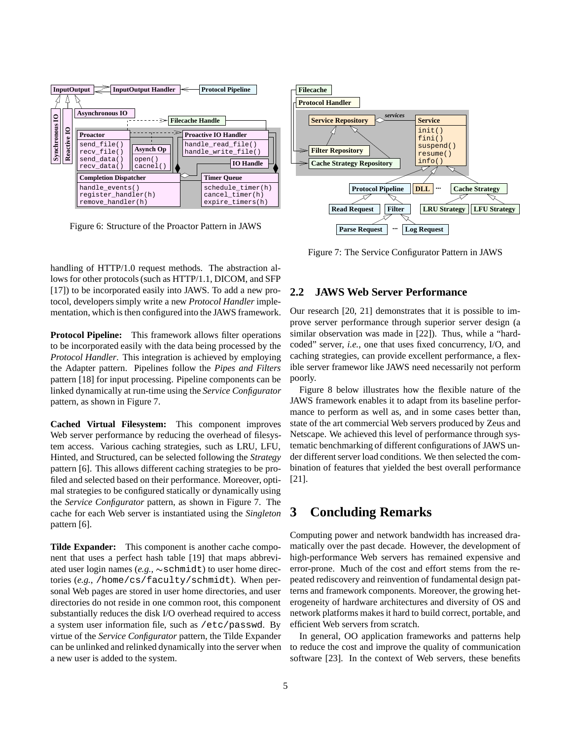Figure 6: Structure of the Proactor Pattern in JAWS

Figure 7: The Service Configurator Pattern in JAWS

handling of HTTP/1.0 request methods. The abstraction allows for other protocols (such as HTTP/1.1, DICOM, and SFP [17]) to be incorporated easily into JAWS. To add a new protocol, developers simply write a new *Protocol Handler* implementation, which is then configured into the JAWS framework.

**Protocol Pipeline:** This framework allows filter operations to be incorporated easily with the data being processed by the *Protocol Handler*. This integration is achieved by employing the Adapter pattern. Pipelines follow the *Pipes and Filters* pattern [18] for input processing. Pipeline components can be linked dynamically at run-time using the *Service Configurator* pattern, as shown in Figure 7.

**Cached Virtual Filesystem:** This component improves Web server performance by reducing the overhead of filesystem access. Various caching strategies, such as LRU, LFU, Hinted, and Structured, can be selected following the *Strategy* pattern [6]. This allows different caching strategies to be profiled and selected based on their performance. Moreover, optimal strategies to be configured statically or dynamically using the *Service Configurator* pattern, as shown in Figure 7. The cache for each Web server is instantiated using the *Singleton* pattern [6].

**Tilde Expander:** This component is another cache component that uses a perfect hash table [19] that maps abbreviated user login names (*e.g.*, `~schmidt`) to user home directories (*e.g.*, `/home/cs/faculty/schmidt`). When personal Web pages are stored in user home directories, and user directories do not reside in one common root, this component substantially reduces the disk I/O overhead required to access a system user information file, such as `/etc/passwd`. By virtue of the *Service Configurator* pattern, the Tilde Expander can be unlinked and relinked dynamically into the server when a new user is added to the system.

## 2.2 JAWS Web Server Performance

Our research [20, 21] demonstrates that it is possible to improve server performance through superior server design (a similar observation was made in [22]). Thus, while a "hard-coded" server, *i.e.*, one that uses fixed concurrency, I/O, and caching strategies, can provide excellent performance, a flexible server framewor like JAWS need necessarily not perform poorly.

Figure 8 below illustrates how the flexible nature of the JAWS framework enables it to adapt from its baseline performance to perform as well as, and in some cases better than, state of the art commercial Web servers produced by Zeus and Netscape. We achieved this level of performance through systematic benchmarking of different configurations of JAWS under different server load conditions. We then selected the combination of features that yielded the best overall performance [21].

# 3 Concluding Remarks

Computing power and network bandwidth has increased dramatically over the past decade. However, the development of high-performance Web servers has remained expensive and error-prone. Much of the cost and effort stems from the repeated rediscovery and reinvention of fundamental design patterns and framework components. Moreover, the growing heterogeneity of hardware architectures and diversity of OS and network platforms makes it hard to build correct, portable, and efficient Web servers from scratch.

In general, OO application frameworks and patterns help to reduce the cost and improve the quality of communication software [23]. In the context of Web servers, these benefits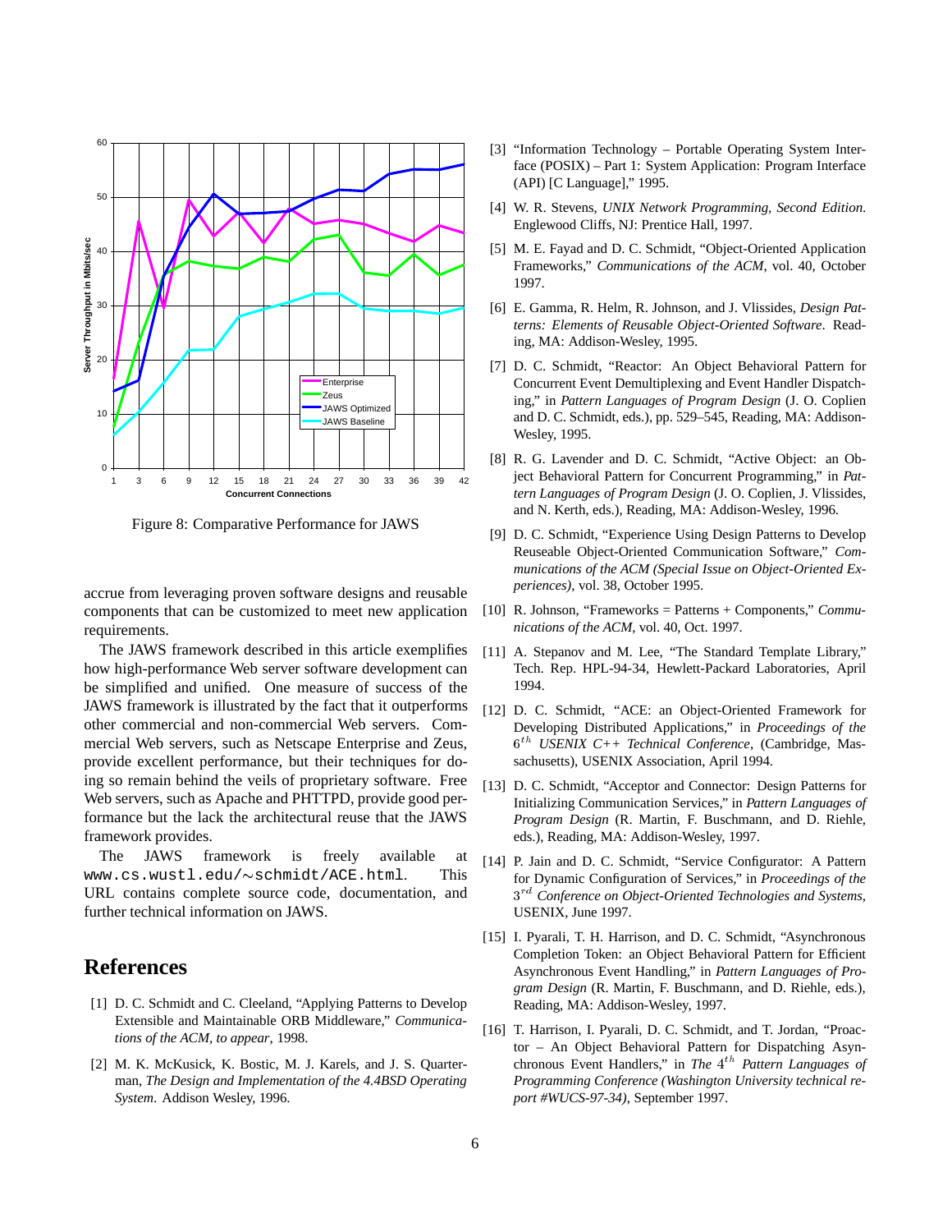Figure 8: Comparative Performance for JAWS

accrue from leveraging proven software designs and reusable components that can be customized to meet new application requirements.

The JAWS framework described in this article exemplifies how high-performance Web server software development can be simplified and unified. One measure of success of the JAWS framework is illustrated by the fact that it outperforms other commercial and non-commercial Web servers. Commercial Web servers, such as Netscape Enterprise and Zeus, provide excellent performance, but their techniques for doing so remain behind the veils of proprietary software. Free Web servers, such as Apache and PHTTPD, provide good performance but the lack the architectural reuse that the JAWS framework provides.

The JAWS framework is freely available at `www.cs.wustl.edu/~schmidt/ACE.html`. This URL contains complete source code, documentation, and further technical information on JAWS.

# References

[1] D. C. Schmidt and C. Cleeland, "Applying Patterns to Develop Extensible and Maintainable ORB Middleware," *Communications of the ACM, to appear*, 1998.

[2] M. K. McKusick, K. Bostic, M. J. Karels, and J. S. Quarterman, *The Design and Implementation of the 4.4BSD Operating System*. Addison Wesley, 1996.

[3] "Information Technology – Portable Operating System Interface (POSIX) – Part 1: System Application: Program Interface (API) [C Language]," 1995.

[4] W. R. Stevens, *UNIX Network Programming, Second Edition*. Englewood Cliffs, NJ: Prentice Hall, 1997.

[5] M. E. Fayad and D. C. Schmidt, "Object-Oriented Application Frameworks," *Communications of the ACM*, vol. 40, October 1997.

[6] E. Gamma, R. Helm, R. Johnson, and J. Vlissides, *Design Patterns: Elements of Reusable Object-Oriented Software*. Reading, MA: Addison-Wesley, 1995.

[7] D. C. Schmidt, "Reactor: An Object Behavioral Pattern for Concurrent Event Demultiplexing and Event Handler Dispatching," in *Pattern Languages of Program Design* (J. O. Coplien and D. C. Schmidt, eds.), pp. 529–545, Reading, MA: Addison-Wesley, 1995.

[8] R. G. Lavender and D. C. Schmidt, "Active Object: an Object Behavioral Pattern for Concurrent Programming," in *Pattern Languages of Program Design* (J. O. Coplien, J. Vlissides, and N. Kerth, eds.), Reading, MA: Addison-Wesley, 1996.

[9] D. C. Schmidt, "Experience Using Design Patterns to Develop Reuseable Object-Oriented Communication Software," *Communications of the ACM (Special Issue on Object-Oriented Experiences)*, vol. 38, October 1995.

[10] R. Johnson, "Frameworks = Patterns + Components," *Communications of the ACM*, vol. 40, Oct. 1997.

[11] A. Stepanov and M. Lee, "The Standard Template Library," Tech. Rep. HPL-94-34, Hewlett-Packard Laboratories, April 1994.

[12] D. C. Schmidt, "ACE: an Object-Oriented Framework for Developing Distributed Applications," in *Proceedings of the* $6^{th}$ *USENIX C++ Technical Conference*, (Cambridge, Massachusetts), USENIX Association, April 1994.

[13] D. C. Schmidt, "Acceptor and Connector: Design Patterns for Initializing Communication Services," in *Pattern Languages of Program Design* (R. Martin, F. Buschmann, and D. Riehle, eds.), Reading, MA: Addison-Wesley, 1997.

[14] P. Jain and D. C. Schmidt, "Service Configurator: A Pattern for Dynamic Configuration of Services," in *Proceedings of the* $3^{rd}$ *Conference on Object-Oriented Technologies and Systems*, USENIX, June 1997.

[15] I. Pyarali, T. H. Harrison, and D. C. Schmidt, "Asynchronous Completion Token: an Object Behavioral Pattern for Efficient Asynchronous Event Handling," in *Pattern Languages of Program Design* (R. Martin, F. Buschmann, and D. Riehle, eds.), Reading, MA: Addison-Wesley, 1997.

[16] T. Harrison, I. Pyarali, D. C. Schmidt, and T. Jordan, "Proactor – An Object Behavioral Pattern for Dispatching Asynchronous Event Handlers," in *The* $4^{th}$ *Pattern Languages of Programming Conference (Washington University technical report #WUCS-97-34)*, September 1997.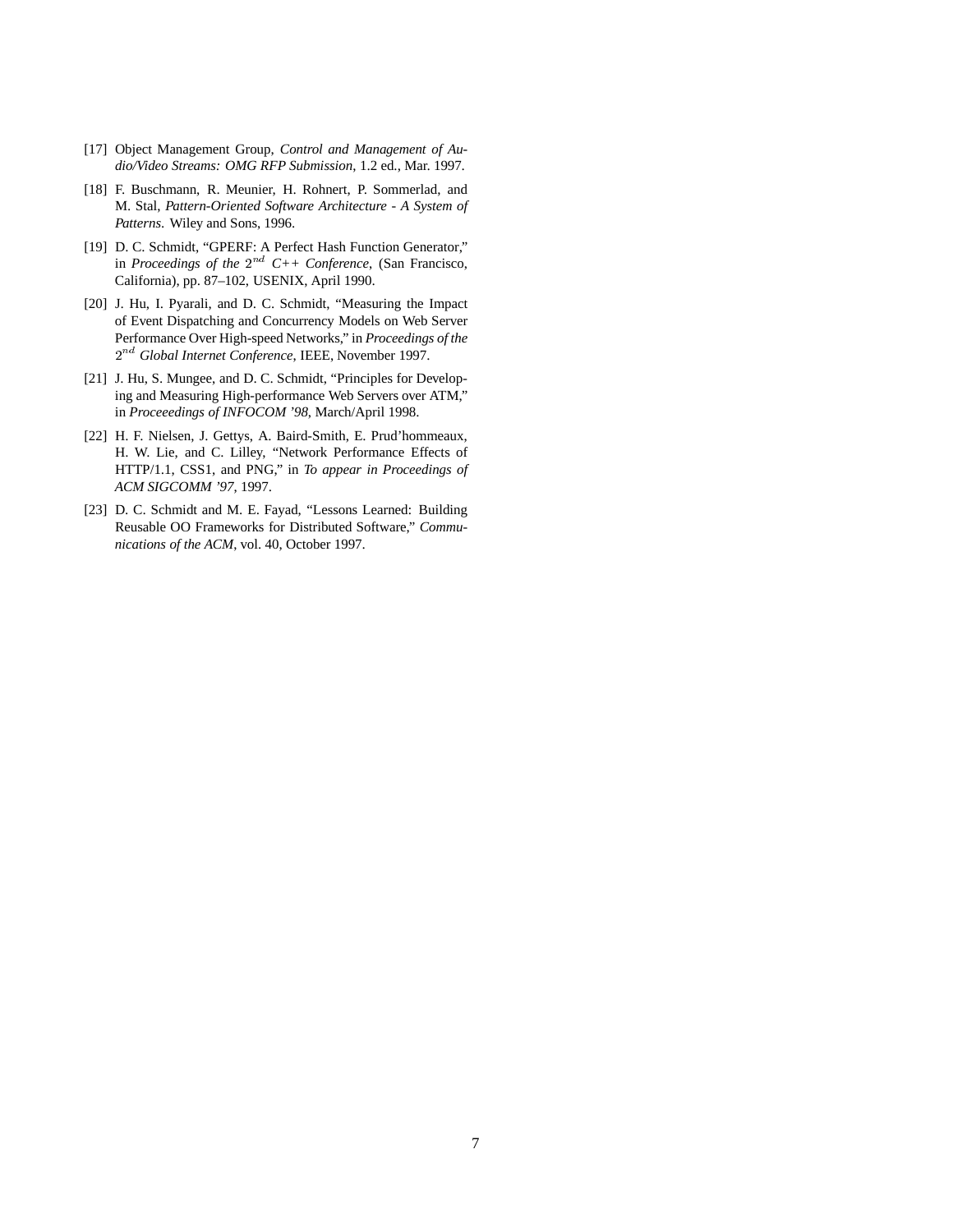[17] Object Management Group, *Control and Management of Audio/Video Streams: OMG RFP Submission*, 1.2 ed., Mar. 1997.

[18] F. Buschmann, R. Meunier, H. Rohnert, P. Sommerlad, and M. Stal, *Pattern-Oriented Software Architecture - A System of Patterns*. Wiley and Sons, 1996.

[19] D. C. Schmidt, "GPERF: A Perfect Hash Function Generator," in *Proceedings of the* $2^{nd}$ *C++ Conference*, (San Francisco, California), pp. 87–102, USENIX, April 1990.

[20] J. Hu, I. Pyarali, and D. C. Schmidt, "Measuring the Impact of Event Dispatching and Concurrency Models on Web Server Performance Over High-speed Networks," in *Proceedings of the* $2^{nd}$ *Global Internet Conference*, IEEE, November 1997.

[21] J. Hu, S. Mungee, and D. C. Schmidt, "Principles for Developing and Measuring High-performance Web Servers over ATM," in *Proceeedings of INFOCOM '98*, March/April 1998.

[22] H. F. Nielsen, J. Gettys, A. Baird-Smith, E. Prud'hommeaux, H. W. Lie, and C. Lilley, "Network Performance Effects of HTTP/1.1, CSS1, and PNG," in *To appear in Proceedings of ACM SIGCOMM '97*, 1997.

[23] D. C. Schmidt and M. E. Fayad, "Lessons Learned: Building Reusable OO Frameworks for Distributed Software," *Communications of the ACM*, vol. 40, October 1997.